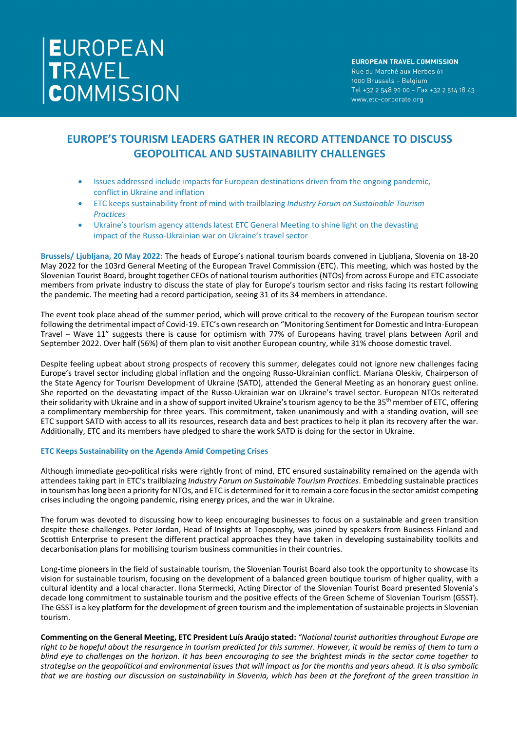# EUROPEAN TRAVEL COMMISSION

**EUROPEAN TRAVEL COMMISSION**
Rue du Marché aux Herbes 61
1000 Brussels – Belgium
Tel +32 2 548 90 00 – Fax +32 2 514 18 43
www.etc-corporate.org

## EUROPE'S TOURISM LEADERS GATHER IN RECORD ATTENDANCE TO DISCUSS GEOPOLITICAL AND SUSTAINABILITY CHALLENGES

- Issues addressed include impacts for European destinations driven from the ongoing pandemic, conflict in Ukraine and inflation
- ETC keeps sustainability front of mind with trailblazing *Industry Forum on Sustainable Tourism Practices*
- Ukraine's tourism agency attends latest ETC General Meeting to shine light on the devasting impact of the Russo-Ukrainian war on Ukraine's travel sector

**Brussels/ Ljubljana, 20 May 2022:** The heads of Europe's national tourism boards convened in Ljubljana, Slovenia on 18-20 May 2022 for the 103rd General Meeting of the European Travel Commission (ETC). This meeting, which was hosted by the Slovenian Tourist Board, brought together CEOs of national tourism authorities (NTOs) from across Europe and ETC associate members from private industry to discuss the state of play for Europe's tourism sector and risks facing its restart following the pandemic. The meeting had a record participation, seeing 31 of its 34 members in attendance.

The event took place ahead of the summer period, which will prove critical to the recovery of the European tourism sector following the detrimental impact of Covid-19. ETC's own research on "Monitoring Sentiment for Domestic and Intra-European Travel – Wave 11" suggests there is cause for optimism with 77% of Europeans having travel plans between April and September 2022. Over half (56%) of them plan to visit another European country, while 31% choose domestic travel.

Despite feeling upbeat about strong prospects of recovery this summer, delegates could not ignore new challenges facing Europe's travel sector including global inflation and the ongoing Russo-Ukrainian conflict. Mariana Oleskiv, Chairperson of the State Agency for Tourism Development of Ukraine (SATD), attended the General Meeting as an honorary guest online. She reported on the devastating impact of the Russo-Ukrainian war on Ukraine's travel sector. European NTOs reiterated their solidarity with Ukraine and in a show of support invited Ukraine's tourism agency to be the 35th member of ETC, offering a complimentary membership for three years. This commitment, taken unanimously and with a standing ovation, will see ETC support SATD with access to all its resources, research data and best practices to help it plan its recovery after the war. Additionally, ETC and its members have pledged to share the work SATD is doing for the sector in Ukraine.

### ETC Keeps Sustainability on the Agenda Amid Competing Crises

Although immediate geo-political risks were rightly front of mind, ETC ensured sustainability remained on the agenda with attendees taking part in ETC's trailblazing *Industry Forum on Sustainable Tourism Practices*. Embedding sustainable practices in tourism has long been a priority for NTOs, and ETC is determined for it to remain a core focus in the sector amidst competing crises including the ongoing pandemic, rising energy prices, and the war in Ukraine.

The forum was devoted to discussing how to keep encouraging businesses to focus on a sustainable and green transition despite these challenges. Peter Jordan, Head of Insights at Toposophy, was joined by speakers from Business Finland and Scottish Enterprise to present the different practical approaches they have taken in developing sustainability toolkits and decarbonisation plans for mobilising tourism business communities in their countries.

Long-time pioneers in the field of sustainable tourism, the Slovenian Tourist Board also took the opportunity to showcase its vision for sustainable tourism, focusing on the development of a balanced green boutique tourism of higher quality, with a cultural identity and a local character. Ilona Stermecki, Acting Director of the Slovenian Tourist Board presented Slovenia's decade long commitment to sustainable tourism and the positive effects of the Green Scheme of Slovenian Tourism (GSST). The GSST is a key platform for the development of green tourism and the implementation of sustainable projects in Slovenian tourism.

**Commenting on the General Meeting, ETC President Luís Araújo stated:** *"National tourist authorities throughout Europe are right to be hopeful about the resurgence in tourism predicted for this summer. However, it would be remiss of them to turn a blind eye to challenges on the horizon. It has been encouraging to see the brightest minds in the sector come together to strategise on the geopolitical and environmental issues that will impact us for the months and years ahead. It is also symbolic that we are hosting our discussion on sustainability in Slovenia, which has been at the forefront of the green transition in*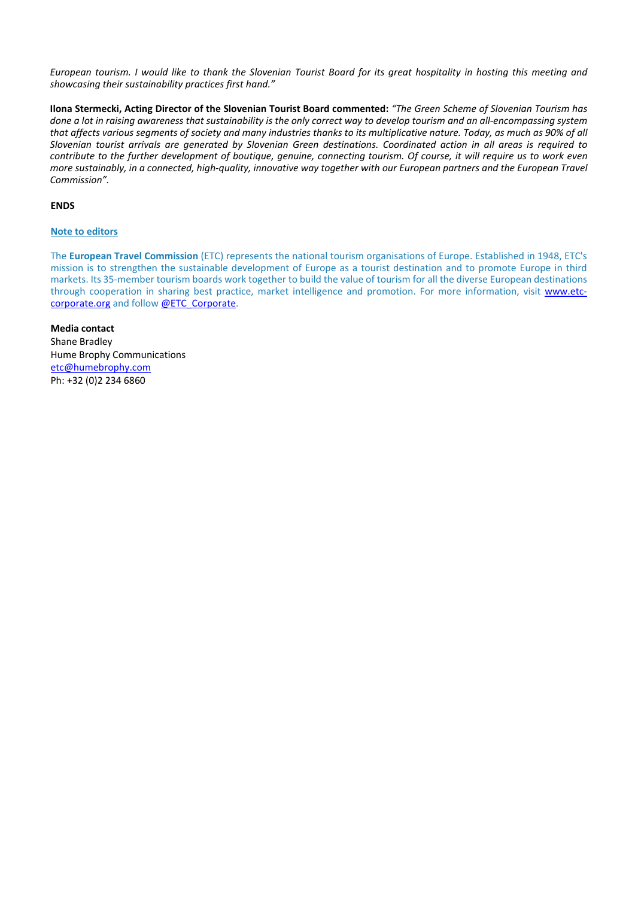*European tourism. I would like to thank the Slovenian Tourist Board for its great hospitality in hosting this meeting and showcasing their sustainability practices first hand."*

**Ilona Stermecki, Acting Director of the Slovenian Tourist Board commented:** *"The Green Scheme of Slovenian Tourism has done a lot in raising awareness that sustainability is the only correct way to develop tourism and an all-encompassing system that affects various segments of society and many industries thanks to its multiplicative nature. Today, as much as 90% of all Slovenian tourist arrivals are generated by Slovenian Green destinations. Coordinated action in all areas is required to contribute to the further development of boutique, genuine, connecting tourism. Of course, it will require us to work even more sustainably, in a connected, high-quality, innovative way together with our European partners and the European Travel Commission".*

**ENDS**

**Note to editors**

The **European Travel Commission** (ETC) represents the national tourism organisations of Europe. Established in 1948, ETC's mission is to strengthen the sustainable development of Europe as a tourist destination and to promote Europe in third markets. Its 35-member tourism boards work together to build the value of tourism for all the diverse European destinations through cooperation in sharing best practice, market intelligence and promotion. For more information, visit www.etc-corporate.org and follow @ETC_Corporate.

**Media contact**
Shane Bradley
Hume Brophy Communications
etc@humebrophy.com
Ph: +32 (0)2 234 6860